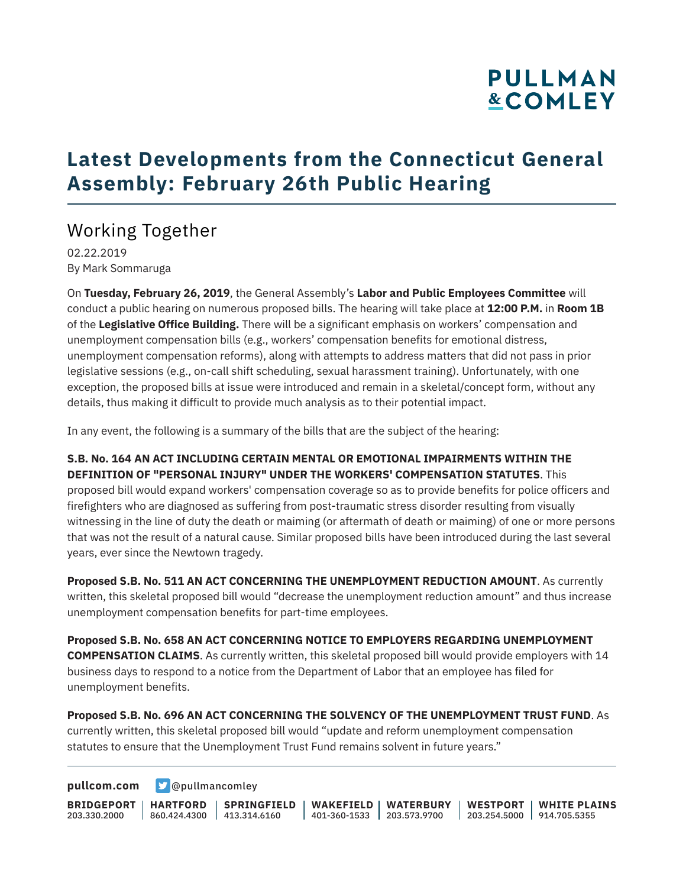# Latest Developments from the Connecticut General Assembly: February 26th Public Hearing

## Working Together

02.22.2019
By Mark Sommaruga

On **Tuesday, February 26, 2019**, the General Assembly's **Labor and Public Employees Committee** will conduct a public hearing on numerous proposed bills. The hearing will take place at **12:00 P.M.** in **Room 1B** of the **Legislative Office Building.** There will be a significant emphasis on workers' compensation and unemployment compensation bills (e.g., workers' compensation benefits for emotional distress, unemployment compensation reforms), along with attempts to address matters that did not pass in prior legislative sessions (e.g., on-call shift scheduling, sexual harassment training). Unfortunately, with one exception, the proposed bills at issue were introduced and remain in a skeletal/concept form, without any details, thus making it difficult to provide much analysis as to their potential impact.

In any event, the following is a summary of the bills that are the subject of the hearing:

**S.B. No. 164 AN ACT INCLUDING CERTAIN MENTAL OR EMOTIONAL IMPAIRMENTS WITHIN THE DEFINITION OF "PERSONAL INJURY" UNDER THE WORKERS' COMPENSATION STATUTES**. This proposed bill would expand workers' compensation coverage so as to provide benefits for police officers and firefighters who are diagnosed as suffering from post-traumatic stress disorder resulting from visually witnessing in the line of duty the death or maiming (or aftermath of death or maiming) of one or more persons that was not the result of a natural cause. Similar proposed bills have been introduced during the last several years, ever since the Newtown tragedy.

**Proposed S.B. No. 511 AN ACT CONCERNING THE UNEMPLOYMENT REDUCTION AMOUNT**. As currently written, this skeletal proposed bill would "decrease the unemployment reduction amount" and thus increase unemployment compensation benefits for part-time employees.

**Proposed S.B. No. 658 AN ACT CONCERNING NOTICE TO EMPLOYERS REGARDING UNEMPLOYMENT COMPENSATION CLAIMS**. As currently written, this skeletal proposed bill would provide employers with 14 business days to respond to a notice from the Department of Labor that an employee has filed for unemployment benefits.

**Proposed S.B. No. 696 AN ACT CONCERNING THE SOLVENCY OF THE UNEMPLOYMENT TRUST FUND**. As currently written, this skeletal proposed bill would "update and reform unemployment compensation statutes to ensure that the Unemployment Trust Fund remains solvent in future years."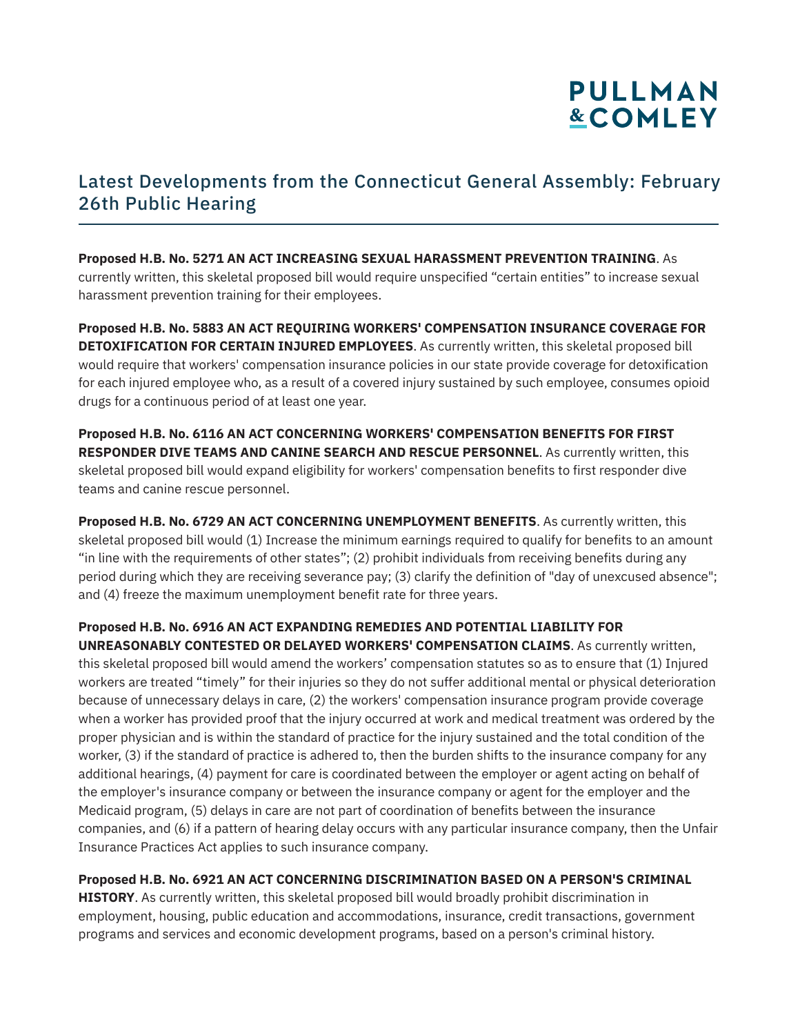# Latest Developments from the Connecticut General Assembly: February 26th Public Hearing

**Proposed H.B. No. 5271 AN ACT INCREASING SEXUAL HARASSMENT PREVENTION TRAINING**. As currently written, this skeletal proposed bill would require unspecified "certain entities" to increase sexual harassment prevention training for their employees.

**Proposed H.B. No. 5883 AN ACT REQUIRING WORKERS' COMPENSATION INSURANCE COVERAGE FOR DETOXIFICATION FOR CERTAIN INJURED EMPLOYEES**. As currently written, this skeletal proposed bill would require that workers' compensation insurance policies in our state provide coverage for detoxification for each injured employee who, as a result of a covered injury sustained by such employee, consumes opioid drugs for a continuous period of at least one year.

**Proposed H.B. No. 6116 AN ACT CONCERNING WORKERS' COMPENSATION BENEFITS FOR FIRST RESPONDER DIVE TEAMS AND CANINE SEARCH AND RESCUE PERSONNEL**. As currently written, this skeletal proposed bill would expand eligibility for workers' compensation benefits to first responder dive teams and canine rescue personnel.

**Proposed H.B. No. 6729 AN ACT CONCERNING UNEMPLOYMENT BENEFITS**. As currently written, this skeletal proposed bill would (1) Increase the minimum earnings required to qualify for benefits to an amount "in line with the requirements of other states"; (2) prohibit individuals from receiving benefits during any period during which they are receiving severance pay; (3) clarify the definition of "day of unexcused absence"; and (4) freeze the maximum unemployment benefit rate for three years.

**Proposed H.B. No. 6916 AN ACT EXPANDING REMEDIES AND POTENTIAL LIABILITY FOR UNREASONABLY CONTESTED OR DELAYED WORKERS' COMPENSATION CLAIMS**. As currently written, this skeletal proposed bill would amend the workers' compensation statutes so as to ensure that (1) Injured workers are treated "timely" for their injuries so they do not suffer additional mental or physical deterioration because of unnecessary delays in care, (2) the workers' compensation insurance program provide coverage when a worker has provided proof that the injury occurred at work and medical treatment was ordered by the proper physician and is within the standard of practice for the injury sustained and the total condition of the worker, (3) if the standard of practice is adhered to, then the burden shifts to the insurance company for any additional hearings, (4) payment for care is coordinated between the employer or agent acting on behalf of the employer's insurance company or between the insurance company or agent for the employer and the Medicaid program, (5) delays in care are not part of coordination of benefits between the insurance companies, and (6) if a pattern of hearing delay occurs with any particular insurance company, then the Unfair Insurance Practices Act applies to such insurance company.

**Proposed H.B. No. 6921 AN ACT CONCERNING DISCRIMINATION BASED ON A PERSON'S CRIMINAL HISTORY**. As currently written, this skeletal proposed bill would broadly prohibit discrimination in employment, housing, public education and accommodations, insurance, credit transactions, government programs and services and economic development programs, based on a person's criminal history.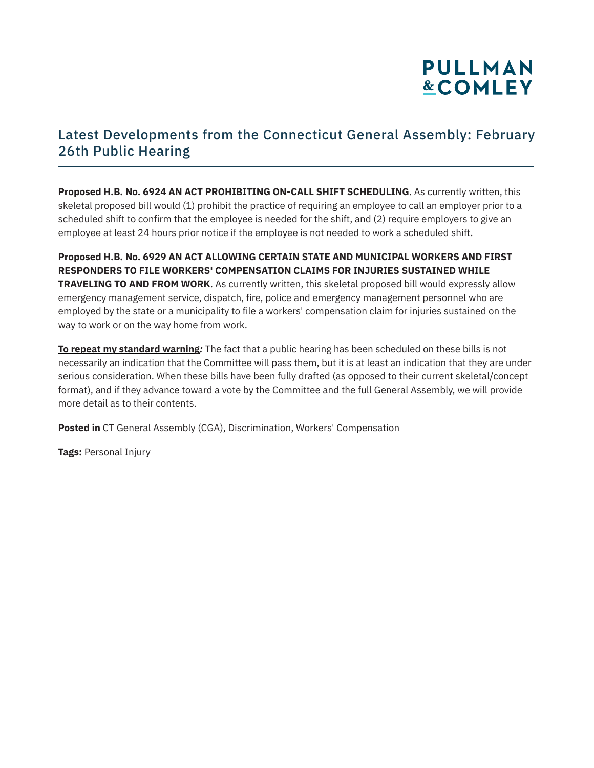## Latest Developments from the Connecticut General Assembly: February 26th Public Hearing

**Proposed H.B. No. 6924 AN ACT PROHIBITING ON-CALL SHIFT SCHEDULING**. As currently written, this skeletal proposed bill would (1) prohibit the practice of requiring an employee to call an employer prior to a scheduled shift to confirm that the employee is needed for the shift, and (2) require employers to give an employee at least 24 hours prior notice if the employee is not needed to work a scheduled shift.

**Proposed H.B. No. 6929 AN ACT ALLOWING CERTAIN STATE AND MUNICIPAL WORKERS AND FIRST RESPONDERS TO FILE WORKERS' COMPENSATION CLAIMS FOR INJURIES SUSTAINED WHILE TRAVELING TO AND FROM WORK**. As currently written, this skeletal proposed bill would expressly allow emergency management service, dispatch, fire, police and emergency management personnel who are employed by the state or a municipality to file a workers' compensation claim for injuries sustained on the way to work or on the way home from work.

**To repeat my standard warning*:*** The fact that a public hearing has been scheduled on these bills is not necessarily an indication that the Committee will pass them, but it is at least an indication that they are under serious consideration. When these bills have been fully drafted (as opposed to their current skeletal/concept format), and if they advance toward a vote by the Committee and the full General Assembly, we will provide more detail as to their contents.

**Posted in** CT General Assembly (CGA), Discrimination, Workers' Compensation

**Tags:** Personal Injury